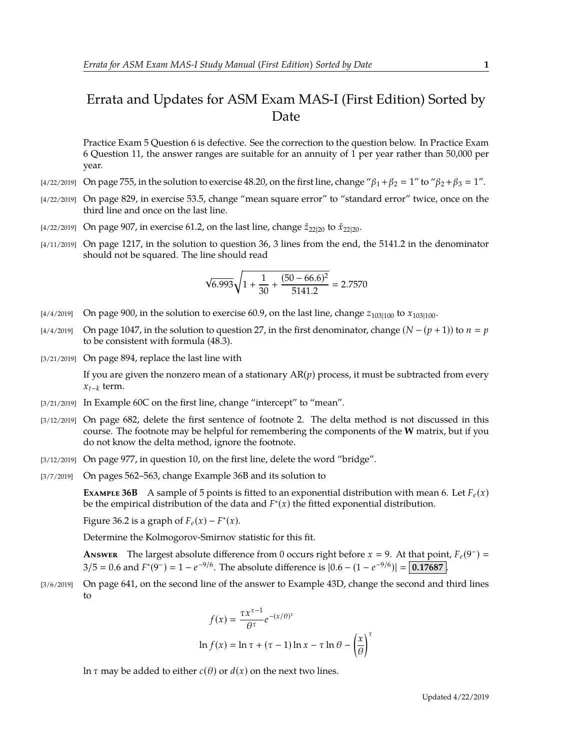# Errata and Updates for ASM Exam MAS-I (First Edition) Sorted by Date

Practice Exam 5 Question 6 is defective. See the correction to the question below. In Practice Exam 6 Question 11, the answer ranges are suitable for an annuity of 1 per year rather than 50,000 per year.

[4/22/2019] On page 755, in the solution to exercise 48.20, on the first line, change "$\beta_1 + \beta_2 = 1$" to "$\beta_2 + \beta_3 = 1$".

[4/22/2019] On page 829, in exercise 53.5, change "mean square error" to "standard error" twice, once on the third line and once on the last line.

[4/22/2019] On page 907, in exercise 61.2, on the last line, change $\hat{z}_{22|20}$ to $\hat{x}_{22|20}$.

[4/11/2019] On page 1217, in the solution to question 36, 3 lines from the end, the 5141.2 in the denominator should not be squared. The line should read

$$\sqrt{6.993}\sqrt{1 + \frac{1}{30} + \frac{(50 - 66.6)^2}{5141.2}} = 2.7570$$

[4/4/2019] On page 900, in the solution to exercise 60.9, on the last line, change $z_{103|100}$ to $x_{103|100}$.

[4/4/2019] On page 1047, in the solution to question 27, in the first denominator, change $(N - (p+1))$ to $n = p$ to be consistent with formula (48.3).

[3/21/2019] On page 894, replace the last line with

If you are given the nonzero mean of a stationary AR($p$) process, it must be subtracted from every $x_{t-k}$ term.

[3/21/2019] In Example 60C on the first line, change "intercept" to "mean".

[3/12/2019] On page 682, delete the first sentence of footnote 2. The delta method is not discussed in this course. The footnote may be helpful for remembering the components of the **W** matrix, but if you do not know the delta method, ignore the footnote.

[3/12/2019] On page 977, in question 10, on the first line, delete the word "bridge".

[3/7/2019] On pages 562–563, change Example 36B and its solution to

**EXAMPLE 36B** A sample of 5 points is fitted to an exponential distribution with mean 6. Let $F_e(x)$ be the empirical distribution of the data and $F^*(x)$ the fitted exponential distribution.

Figure 36.2 is a graph of $F_e(x) - F^*(x)$.

Determine the Kolmogorov-Smirnov statistic for this fit.

**ANSWER** The largest absolute difference from 0 occurs right before $x = 9$. At that point, $F_e(9^-) = 3/5 = 0.6$ and $F^*(9^-) = 1 - e^{-9/6}$. The absolute difference is $|0.6 - (1 - e^{-9/6})| = \boxed{0.17687}$.

[3/6/2019] On page 641, on the second line of the answer to Example 43D, change the second and third lines to

$$f(x) = \frac{\tau x^{\tau-1}}{\theta^\tau} e^{-(x/\theta)^\tau}$$

$$\ln f(x) = \ln \tau + (\tau - 1)\ln x - \tau \ln \theta - \left(\frac{x}{\theta}\right)^\tau$$

$\ln \tau$ may be added to either $c(\theta)$ or $d(x)$ on the next two lines.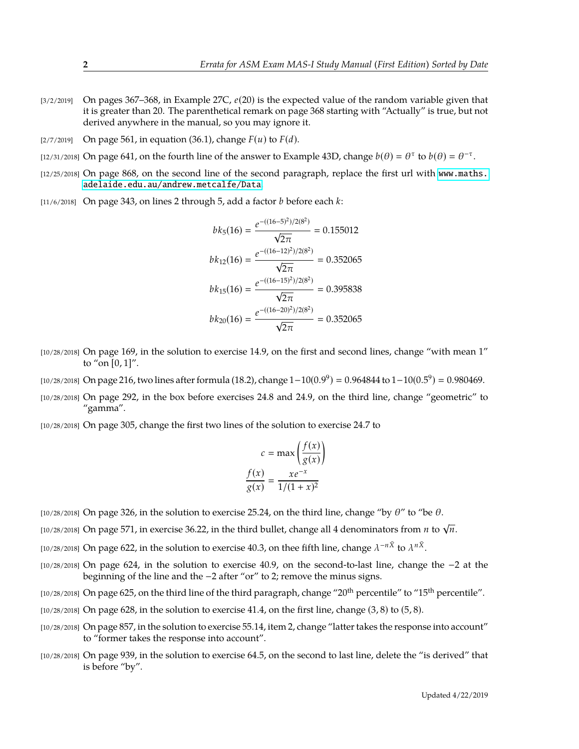[3/2/2019] On pages 367–368, in Example 27C, $e(20)$ is the expected value of the random variable given that it is greater than 20. The parenthetical remark on page 368 starting with "Actually" is true, but not derived anywhere in the manual, so you may ignore it.

[2/7/2019] On page 561, in equation (36.1), change $F(u)$ to $F(d)$.

[12/31/2018] On page 641, on the fourth line of the answer to Example 43D, change $b(\theta) = \theta^{\tau}$ to $b(\theta) = \theta^{-\tau}$.

[12/25/2018] On page 868, on the second line of the second paragraph, replace the first url with www.maths.adelaide.edu.au/andrew.metcalfe/Data

[11/6/2018] On page 343, on lines 2 through 5, add a factor $b$ before each $k$:

$$bk_5(16) = \frac{e^{-((16-5)^2)/2(8^2)}}{\sqrt{2\pi}} = 0.155012$$
$$bk_{12}(16) = \frac{e^{-((16-12)^2)/2(8^2)}}{\sqrt{2\pi}} = 0.352065$$
$$bk_{15}(16) = \frac{e^{-((16-15)^2)/2(8^2)}}{\sqrt{2\pi}} = 0.395838$$
$$bk_{20}(16) = \frac{e^{-((16-20)^2)/2(8^2)}}{\sqrt{2\pi}} = 0.352065$$

[10/28/2018] On page 169, in the solution to exercise 14.9, on the first and second lines, change "with mean 1" to "on $[0, 1]$".

[10/28/2018] On page 216, two lines after formula (18.2), change $1-10(0.9^9) = 0.964844$ to $1-10(0.5^9) = 0.980469$.

[10/28/2018] On page 292, in the box before exercises 24.8 and 24.9, on the third line, change "geometric" to "gamma".

[10/28/2018] On page 305, change the first two lines of the solution to exercise 24.7 to

$$c = \max\left(\frac{f(x)}{g(x)}\right)$$
$$\frac{f(x)}{g(x)} = \frac{xe^{-x}}{1/(1+x)^2}$$

[10/28/2018] On page 326, in the solution to exercise 25.24, on the third line, change "by $\theta$" to "be $\theta$.

[10/28/2018] On page 571, in exercise 36.22, in the third bullet, change all 4 denominators from $n$ to $\sqrt{n}$.

[10/28/2018] On page 622, in the solution to exercise 40.3, on thee fifth line, change $\lambda^{-n\bar{X}}$ to $\lambda^{n\bar{X}}$.

[10/28/2018] On page 624, in the solution to exercise 40.9, on the second-to-last line, change the $-2$ at the beginning of the line and the $-2$ after "or" to 2; remove the minus signs.

[10/28/2018] On page 625, on the third line of the third paragraph, change "20th percentile" to "15th percentile".

[10/28/2018] On page 628, in the solution to exercise 41.4, on the first line, change $(3, 8)$ to $(5, 8)$.

[10/28/2018] On page 857, in the solution to exercise 55.14, item 2, change "latter takes the response into account" to "former takes the response into account".

[10/28/2018] On page 939, in the solution to exercise 64.5, on the second to last line, delete the "is derived" that is before "by".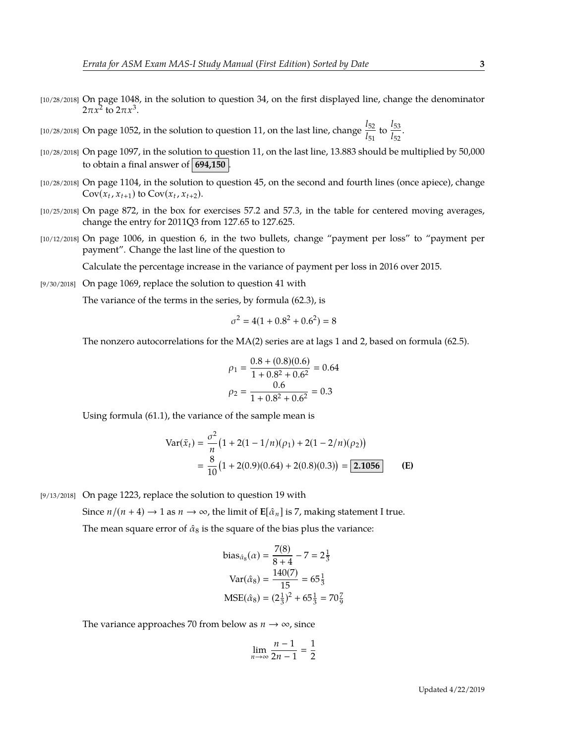[10/28/2018] On page 1048, in the solution to question 34, on the first displayed line, change the denominator $2\pi x^2$ to $2\pi x^3$.

[10/28/2018] On page 1052, in the solution to question 11, on the last line, change $\dfrac{l_{52}}{l_{51}}$ to $\dfrac{l_{53}}{l_{52}}$.

[10/28/2018] On page 1097, in the solution to question 11, on the last line, 13.883 should be multiplied by 50,000 to obtain a final answer of **694,150**.

[10/28/2018] On page 1104, in the solution to question 45, on the second and fourth lines (once apiece), change $\text{Cov}(x_t, x_{t+1})$ to $\text{Cov}(x_t, x_{t+2})$.

[10/25/2018] On page 872, in the box for exercises 57.2 and 57.3, in the table for centered moving averages, change the entry for 2011Q3 from 127.65 to 127.625.

[10/12/2018] On page 1006, in question 6, in the two bullets, change "payment per loss" to "payment per payment". Change the last line of the question to

Calculate the percentage increase in the variance of payment per loss in 2016 over 2015.

[9/30/2018] On page 1069, replace the solution to question 41 with

The variance of the terms in the series, by formula (62.3), is

$$\sigma^2 = 4(1 + 0.8^2 + 0.6^2) = 8$$

The nonzero autocorrelations for the MA(2) series are at lags 1 and 2, based on formula (62.5).

$$\rho_1 = \frac{0.8 + (0.8)(0.6)}{1 + 0.8^2 + 0.6^2} = 0.64$$
$$\rho_2 = \frac{0.6}{1 + 0.8^2 + 0.6^2} = 0.3$$

Using formula (61.1), the variance of the sample mean is

$$\begin{aligned}\text{Var}(\bar{x}_t) &= \frac{\sigma^2}{n}\big(1 + 2(1 - 1/n)(\rho_1) + 2(1 - 2/n)(\rho_2)\big)\\ &= \frac{8}{10}\big(1 + 2(0.9)(0.64) + 2(0.8)(0.3)\big) = \boxed{2.1056} \qquad \textbf{(E)}\end{aligned}$$

[9/13/2018] On page 1223, replace the solution to question 19 with

Since $n/(n+4) \to 1$ as $n \to \infty$, the limit of $\mathbf{E}[\hat{\alpha}_n]$ is 7, making statement I true.

The mean square error of $\hat{\alpha}_8$ is the square of the bias plus the variance:

$$\text{bias}_{\hat{\alpha}_8}(\alpha) = \frac{7(8)}{8+4} - 7 = 2\tfrac{1}{3}$$
$$\text{Var}(\hat{\alpha}_8) = \frac{140(7)}{15} = 65\tfrac{1}{3}$$
$$\text{MSE}(\hat{\alpha}_8) = (2\tfrac{1}{3})^2 + 65\tfrac{1}{3} = 70\tfrac{7}{9}$$

The variance approaches 70 from below as $n \to \infty$, since

$$\lim_{n\to\infty} \frac{n-1}{2n-1} = \frac{1}{2}$$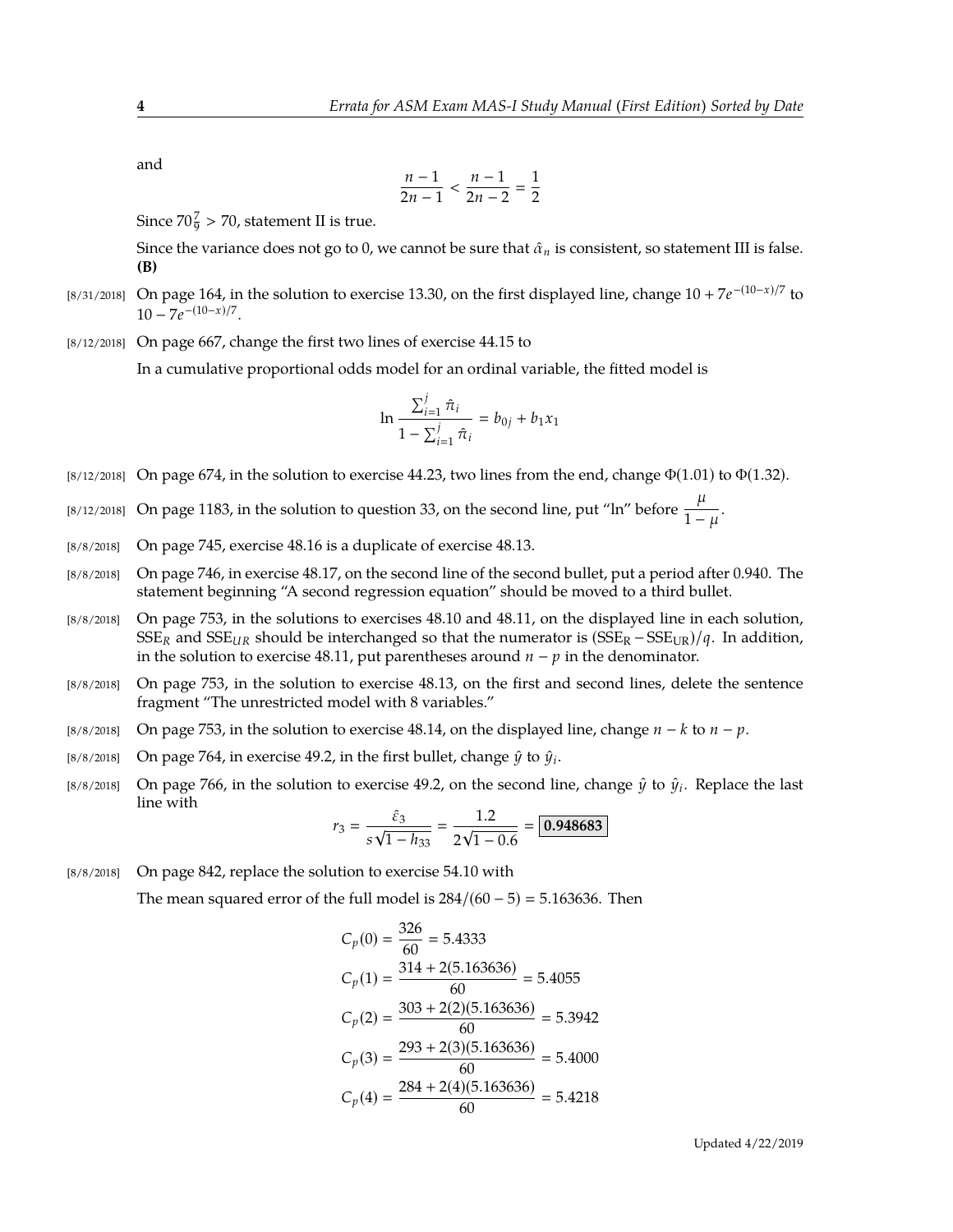and

$$\frac{n-1}{2n-1} < \frac{n-1}{2n-2} = \frac{1}{2}$$

Since $70\frac{7}{9} > 70$, statement II is true.

Since the variance does not go to 0, we cannot be sure that $\hat{\alpha}_n$ is consistent, so statement III is false. **(B)**

[8/31/2018] On page 164, in the solution to exercise 13.30, on the first displayed line, change $10 + 7e^{-(10-x)/7}$ to $10 - 7e^{-(10-x)/7}$.

[8/12/2018] On page 667, change the first two lines of exercise 44.15 to

In a cumulative proportional odds model for an ordinal variable, the fitted model is

$$\ln \frac{\sum_{i=1}^{j} \hat{\pi}_i}{1 - \sum_{i=1}^{j} \hat{\pi}_i} = b_{0j} + b_1 x_1$$

[8/12/2018] On page 674, in the solution to exercise 44.23, two lines from the end, change $\Phi(1.01)$ to $\Phi(1.32)$.

[8/12/2018] On page 1183, in the solution to question 33, on the second line, put "ln" before $\dfrac{\mu}{1-\mu}$.

[8/8/2018] On page 745, exercise 48.16 is a duplicate of exercise 48.13.

[8/8/2018] On page 746, in exercise 48.17, on the second line of the second bullet, put a period after 0.940. The statement beginning "A second regression equation" should be moved to a third bullet.

[8/8/2018] On page 753, in the solutions to exercises 48.10 and 48.11, on the displayed line in each solution, $\text{SSE}_R$ and $\text{SSE}_{UR}$ should be interchanged so that the numerator is $(\text{SSE}_\text{R} - \text{SSE}_\text{UR})/q$. In addition, in the solution to exercise 48.11, put parentheses around $n - p$ in the denominator.

[8/8/2018] On page 753, in the solution to exercise 48.13, on the first and second lines, delete the sentence fragment "The unrestricted model with 8 variables."

[8/8/2018] On page 753, in the solution to exercise 48.14, on the displayed line, change $n - k$ to $n - p$.

[8/8/2018] On page 764, in exercise 49.2, in the first bullet, change $\hat{y}$ to $\hat{y}_i$.

[8/8/2018] On page 766, in the solution to exercise 49.2, on the second line, change $\hat{y}$ to $\hat{y}_i$. Replace the last line with

$$r_3 = \frac{\hat{\varepsilon}_3}{s\sqrt{1-h_{33}}} = \frac{1.2}{2\sqrt{1-0.6}} = \boxed{\mathbf{0.948683}}$$

[8/8/2018] On page 842, replace the solution to exercise 54.10 with

The mean squared error of the full model is $284/(60-5) = 5.163636$. Then

$$\begin{aligned}
C_p(0) &= \frac{326}{60} = 5.4333 \\
C_p(1) &= \frac{314 + 2(5.163636)}{60} = 5.4055 \\
C_p(2) &= \frac{303 + 2(2)(5.163636)}{60} = 5.3942 \\
C_p(3) &= \frac{293 + 2(3)(5.163636)}{60} = 5.4000 \\
C_p(4) &= \frac{284 + 2(4)(5.163636)}{60} = 5.4218
\end{aligned}$$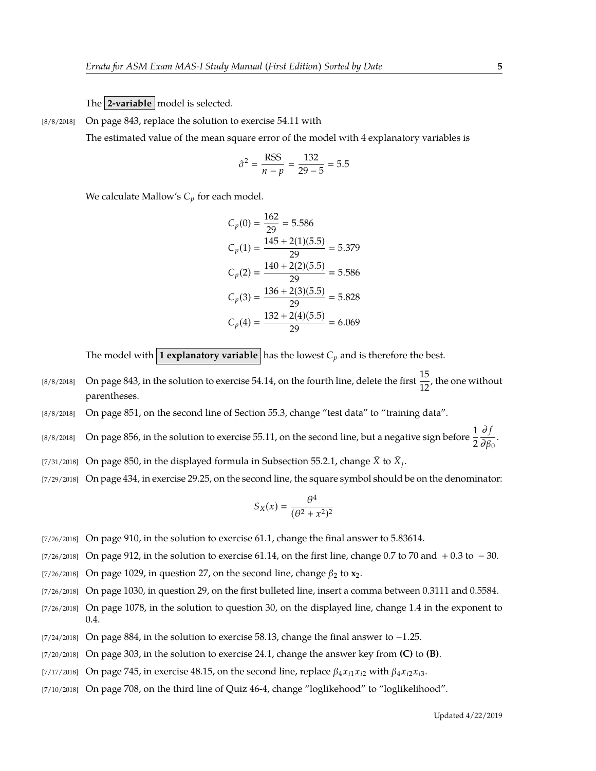The **2-variable** model is selected.

[8/8/2018] On page 843, replace the solution to exercise 54.11 with

The estimated value of the mean square error of the model with 4 explanatory variables is

$$\hat{\sigma}^2 = \frac{\text{RSS}}{n-p} = \frac{132}{29-5} = 5.5$$

We calculate Mallow's $C_p$ for each model.

$$C_p(0) = \frac{162}{29} = 5.586$$
$$C_p(1) = \frac{145 + 2(1)(5.5)}{29} = 5.379$$
$$C_p(2) = \frac{140 + 2(2)(5.5)}{29} = 5.586$$
$$C_p(3) = \frac{136 + 2(3)(5.5)}{29} = 5.828$$
$$C_p(4) = \frac{132 + 2(4)(5.5)}{29} = 6.069$$

The model with **1 explanatory variable** has the lowest $C_p$ and is therefore the best.

[8/8/2018] On page 843, in the solution to exercise 54.14, on the fourth line, delete the first $\frac{15}{12}$, the one without parentheses.

[8/8/2018] On page 851, on the second line of Section 55.3, change "test data" to "training data".

[8/8/2018] On page 856, in the solution to exercise 55.11, on the second line, but a negative sign before $\frac{1}{2}\frac{\partial f}{\partial \beta_0}$.

[7/31/2018] On page 850, in the displayed formula in Subsection 55.2.1, change $\bar{X}$ to $\bar{X}_j$.

[7/29/2018] On page 434, in exercise 29.25, on the second line, the square symbol should be on the denominator:

$$S_X(x) = \frac{\theta^4}{(\theta^2 + x^2)^2}$$

[7/26/2018] On page 910, in the solution to exercise 61.1, change the final answer to 5.83614.

[7/26/2018] On page 912, in the solution to exercise 61.14, on the first line, change 0.7 to 70 and $+0.3$ to $-30$.

[7/26/2018] On page 1029, in question 27, on the second line, change $\beta_2$ to $\mathbf{x}_2$.

[7/26/2018] On page 1030, in question 29, on the first bulleted line, insert a comma between 0.3111 and 0.5584.

[7/26/2018] On page 1078, in the solution to question 30, on the displayed line, change 1.4 in the exponent to 0.4.

[7/24/2018] On page 884, in the solution to exercise 58.13, change the final answer to $-1.25$.

[7/20/2018] On page 303, in the solution to exercise 24.1, change the answer key from **(C)** to **(B)**.

[7/17/2018] On page 745, in exercise 48.15, on the second line, replace $\beta_4 x_{i1} x_{i2}$ with $\beta_4 x_{i2} x_{i3}$.

[7/10/2018] On page 708, on the third line of Quiz 46-4, change "loglikehood" to "loglikelihood".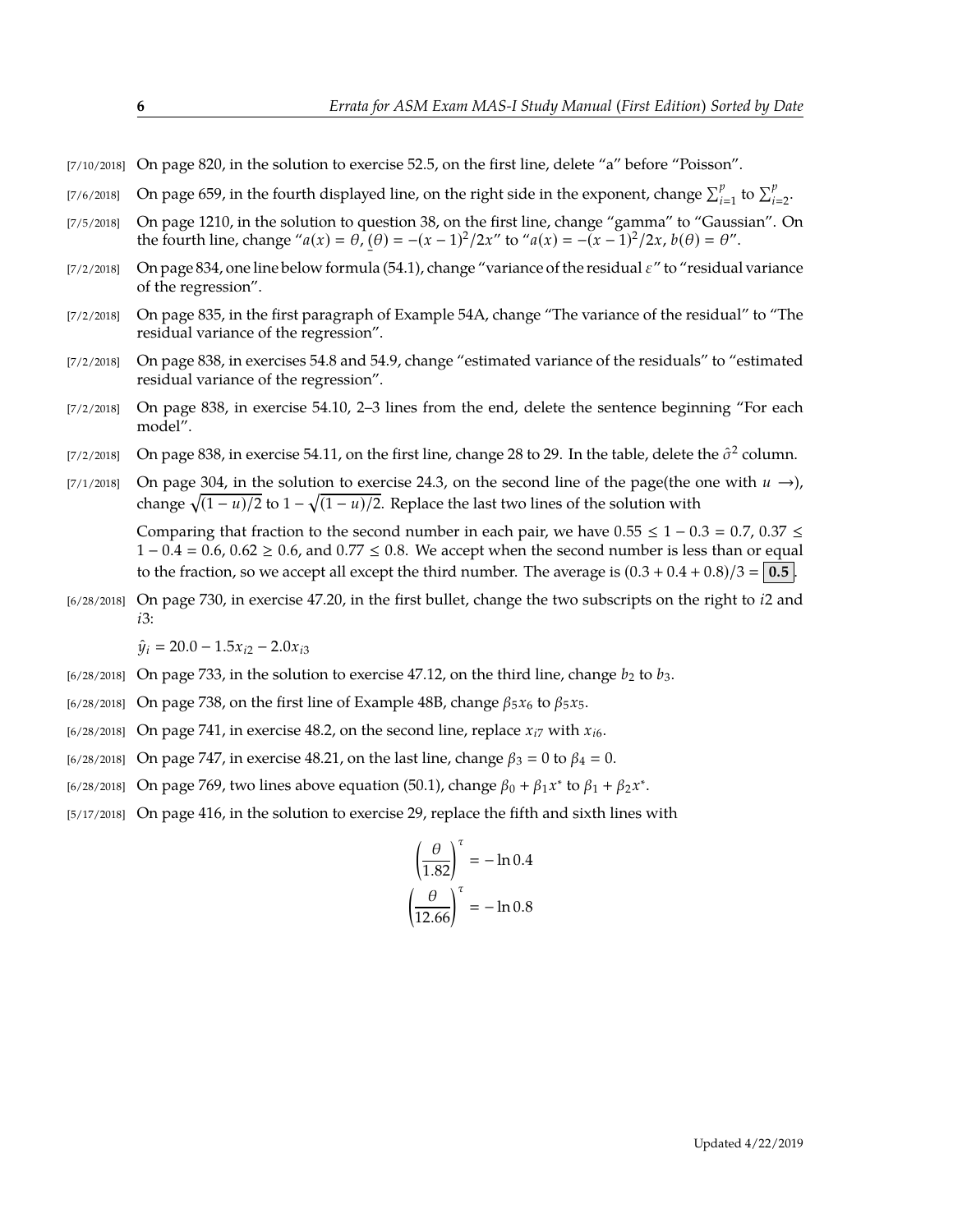[7/10/2018] On page 820, in the solution to exercise 52.5, on the first line, delete "a" before "Poisson".

[7/6/2018] On page 659, in the fourth displayed line, on the right side in the exponent, change $\sum_{i=1}^{p}$ to $\sum_{i=2}^{p}$.

[7/5/2018] On page 1210, in the solution to question 38, on the first line, change "gamma" to "Gaussian". On the fourth line, change "$a(x) = \theta$, $(\theta) = -(x-1)^2/2x$" to "$a(x) = -(x-1)^2/2x$, $b(\theta) = \theta$".

[7/2/2018] On page 834, one line below formula (54.1), change "variance of the residual $\varepsilon$" to "residual variance of the regression".

[7/2/2018] On page 835, in the first paragraph of Example 54A, change "The variance of the residual" to "The residual variance of the regression".

[7/2/2018] On page 838, in exercises 54.8 and 54.9, change "estimated variance of the residuals" to "estimated residual variance of the regression".

[7/2/2018] On page 838, in exercise 54.10, 2–3 lines from the end, delete the sentence beginning "For each model".

[7/2/2018] On page 838, in exercise 54.11, on the first line, change 28 to 29. In the table, delete the $\hat{\sigma}^2$ column.

[7/1/2018] On page 304, in the solution to exercise 24.3, on the second line of the page(the one with $u \rightarrow$), change $\sqrt{(1-u)/2}$ to $1 - \sqrt{(1-u)/2}$. Replace the last two lines of the solution with

Comparing that fraction to the second number in each pair, we have $0.55 \le 1 - 0.3 = 0.7$, $0.37 \le 1 - 0.4 = 0.6$, $0.62 \ge 0.6$, and $0.77 \le 0.8$. We accept when the second number is less than or equal to the fraction, so we accept all except the third number. The average is $(0.3 + 0.4 + 0.8)/3 = \boxed{\mathbf{0.5}}$.

[6/28/2018] On page 730, in exercise 47.20, in the first bullet, change the two subscripts on the right to $i2$ and $i3$:

$\hat{y}_i = 20.0 - 1.5x_{i2} - 2.0x_{i3}$

[6/28/2018] On page 733, in the solution to exercise 47.12, on the third line, change $b_2$ to $b_3$.

[6/28/2018] On page 738, on the first line of Example 48B, change $\beta_5 x_6$ to $\beta_5 x_5$.

[6/28/2018] On page 741, in exercise 48.2, on the second line, replace $x_{i7}$ with $x_{i6}$.

[6/28/2018] On page 747, in exercise 48.21, on the last line, change $\beta_3 = 0$ to $\beta_4 = 0$.

[6/28/2018] On page 769, two lines above equation (50.1), change $\beta_0 + \beta_1 x^*$ to $\beta_1 + \beta_2 x^*$.

[5/17/2018] On page 416, in the solution to exercise 29, replace the fifth and sixth lines with

$$\left(\frac{\theta}{1.82}\right)^{\tau} = -\ln 0.4$$

$$\left(\frac{\theta}{12.66}\right)^{\tau} = -\ln 0.8$$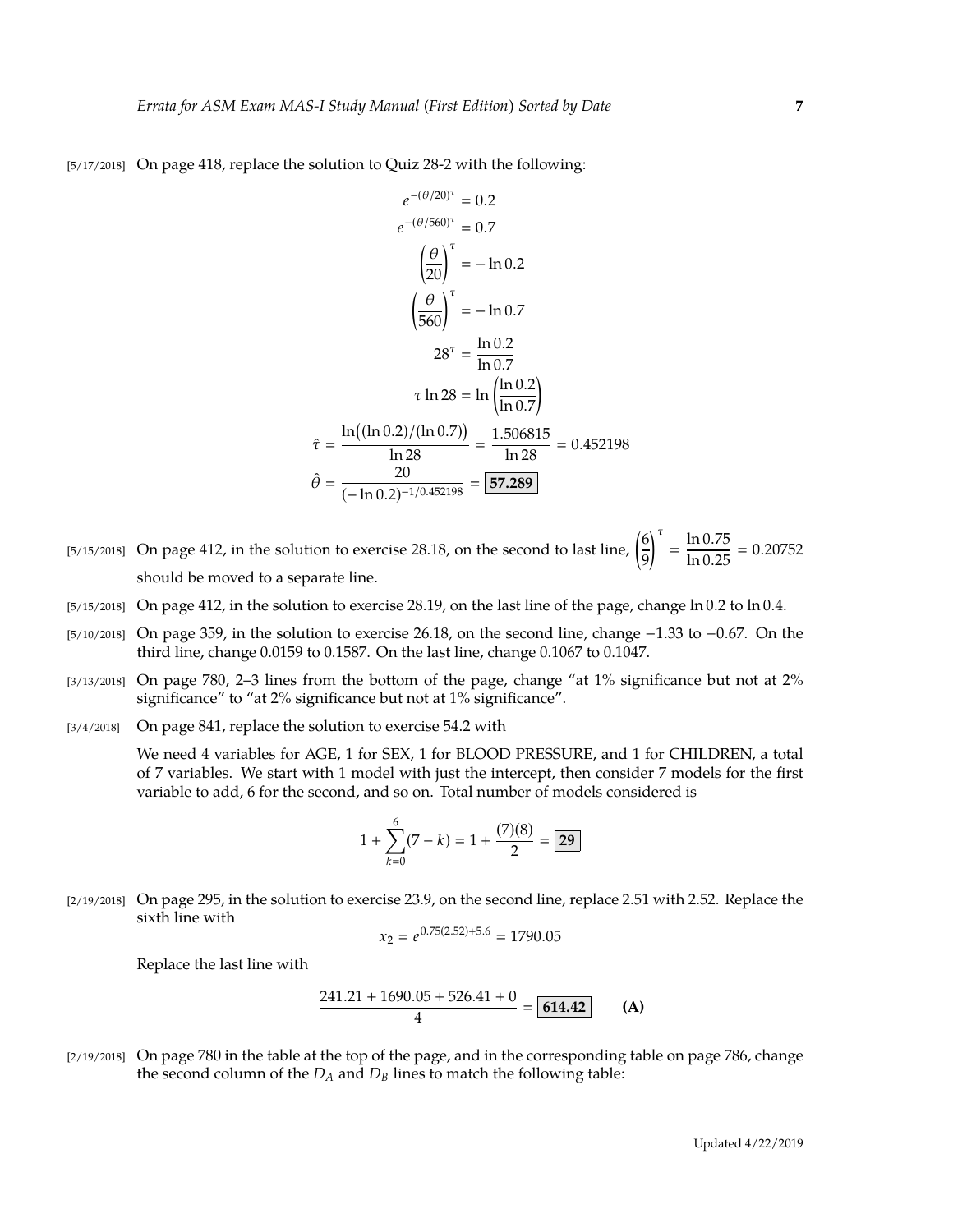[5/17/2018] On page 418, replace the solution to Quiz 28-2 with the following:

$$e^{-(\theta/20)^\tau} = 0.2$$
$$e^{-(\theta/560)^\tau} = 0.7$$
$$\left(\frac{\theta}{20}\right)^\tau = -\ln 0.2$$
$$\left(\frac{\theta}{560}\right)^\tau = -\ln 0.7$$
$$28^\tau = \frac{\ln 0.2}{\ln 0.7}$$
$$\tau \ln 28 = \ln\left(\frac{\ln 0.2}{\ln 0.7}\right)$$
$$\hat{\tau} = \frac{\ln\big((\ln 0.2)/(\ln 0.7)\big)}{\ln 28} = \frac{1.506815}{\ln 28} = 0.452198$$
$$\hat{\theta} = \frac{20}{(-\ln 0.2)^{-1/0.452198}} = \boxed{\mathbf{57.289}}$$

[5/15/2018] On page 412, in the solution to exercise 28.18, on the second to last line, $\left(\frac{6}{9}\right)^\tau = \frac{\ln 0.75}{\ln 0.25} = 0.20752$ should be moved to a separate line.

[5/15/2018] On page 412, in the solution to exercise 28.19, on the last line of the page, change $\ln 0.2$ to $\ln 0.4$.

[5/10/2018] On page 359, in the solution to exercise 26.18, on the second line, change −1.33 to −0.67. On the third line, change 0.0159 to 0.1587. On the last line, change 0.1067 to 0.1047.

[3/13/2018] On page 780, 2–3 lines from the bottom of the page, change "at 1% significance but not at 2% significance" to "at 2% significance but not at 1% significance".

[3/4/2018] On page 841, replace the solution to exercise 54.2 with

We need 4 variables for AGE, 1 for SEX, 1 for BLOOD PRESSURE, and 1 for CHILDREN, a total of 7 variables. We start with 1 model with just the intercept, then consider 7 models for the first variable to add, 6 for the second, and so on. Total number of models considered is

$$1 + \sum_{k=0}^{6}(7-k) = 1 + \frac{(7)(8)}{2} = \boxed{\mathbf{29}}$$

[2/19/2018] On page 295, in the solution to exercise 23.9, on the second line, replace 2.51 with 2.52. Replace the sixth line with

$$x_2 = e^{0.75(2.52)+5.6} = 1790.05$$

Replace the last line with

$$\frac{241.21 + 1690.05 + 526.41 + 0}{4} = \boxed{\mathbf{614.42}} \qquad \textbf{(A)}$$

[2/19/2018] On page 780 in the table at the top of the page, and in the corresponding table on page 786, change the second column of the $D_A$ and $D_B$ lines to match the following table: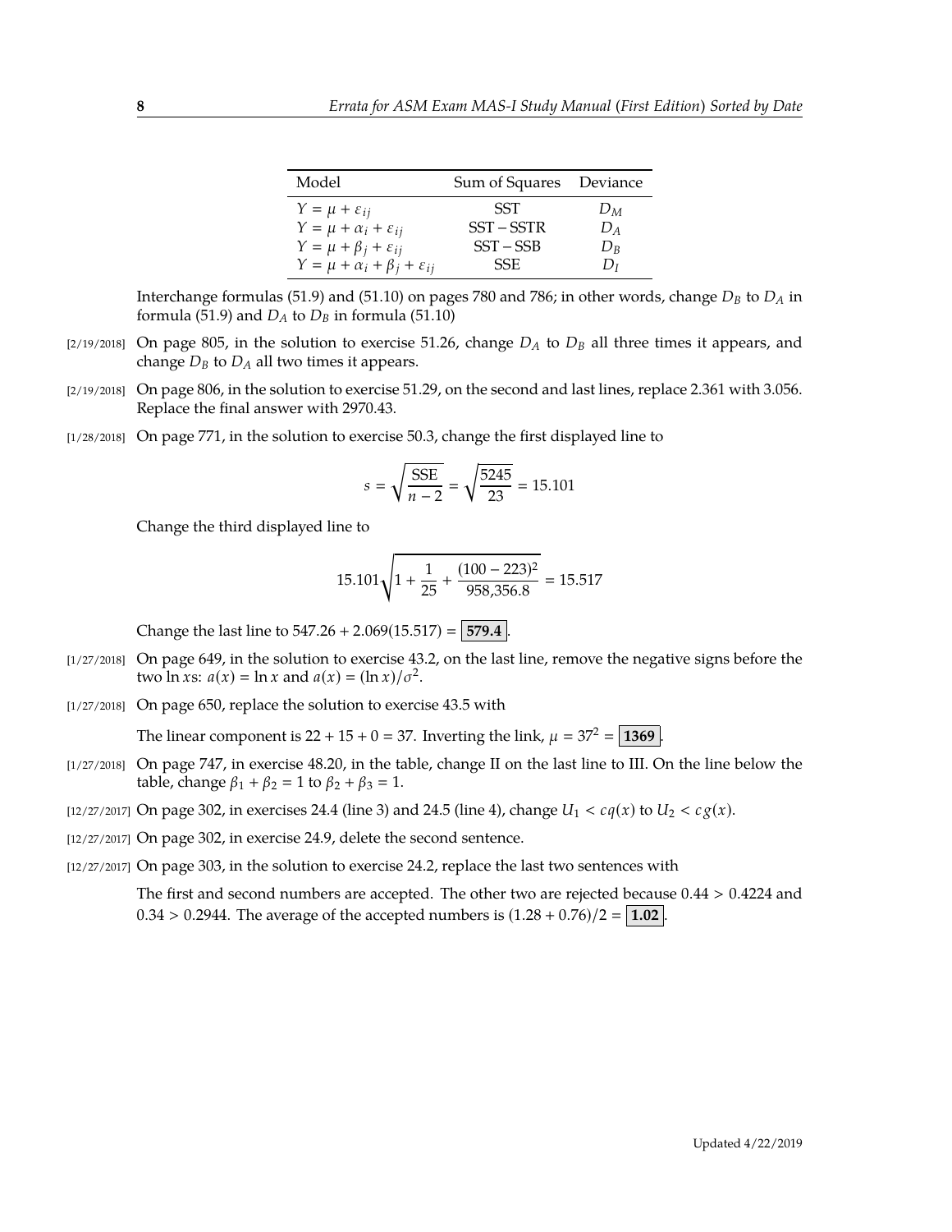| Model | Sum of Squares | Deviance |
|---|---|---|
| $Y = \mu + \varepsilon_{ij}$ | SST | $D_M$ |
| $Y = \mu + \alpha_i + \varepsilon_{ij}$ | SST − SSTR | $D_A$ |
| $Y = \mu + \beta_j + \varepsilon_{ij}$ | SST − SSB | $D_B$ |
| $Y = \mu + \alpha_i + \beta_j + \varepsilon_{ij}$ | SSE | $D_I$ |

Interchange formulas (51.9) and (51.10) on pages 780 and 786; in other words, change $D_B$ to $D_A$ in formula (51.9) and $D_A$ to $D_B$ in formula (51.10)

[2/19/2018] On page 805, in the solution to exercise 51.26, change $D_A$ to $D_B$ all three times it appears, and change $D_B$ to $D_A$ all two times it appears.

[2/19/2018] On page 806, in the solution to exercise 51.29, on the second and last lines, replace 2.361 with 3.056. Replace the final answer with 2970.43.

[1/28/2018] On page 771, in the solution to exercise 50.3, change the first displayed line to

$$s = \sqrt{\frac{\text{SSE}}{n-2}} = \sqrt{\frac{5245}{23}} = 15.101$$

Change the third displayed line to

$$15.101\sqrt{1 + \frac{1}{25} + \frac{(100-223)^2}{958{,}356.8}} = 15.517$$

Change the last line to $547.26 + 2.069(15.517) = \boxed{\mathbf{579.4}}$.

[1/27/2018] On page 649, in the solution to exercise 43.2, on the last line, remove the negative signs before the two $\ln x$s: $a(x) = \ln x$ and $a(x) = (\ln x)/\sigma^2$.

[1/27/2018] On page 650, replace the solution to exercise 43.5 with

The linear component is $22 + 15 + 0 = 37$. Inverting the link, $\mu = 37^2 = \boxed{\mathbf{1369}}$.

[1/27/2018] On page 747, in exercise 48.20, in the table, change II on the last line to III. On the line below the table, change $\beta_1 + \beta_2 = 1$ to $\beta_2 + \beta_3 = 1$.

[12/27/2017] On page 302, in exercises 24.4 (line 3) and 24.5 (line 4), change $U_1 < cq(x)$ to $U_2 < cg(x)$.

[12/27/2017] On page 302, in exercise 24.9, delete the second sentence.

[12/27/2017] On page 303, in the solution to exercise 24.2, replace the last two sentences with

The first and second numbers are accepted. The other two are rejected because $0.44 > 0.4224$ and $0.34 > 0.2944$. The average of the accepted numbers is $(1.28 + 0.76)/2 = \boxed{\mathbf{1.02}}$.